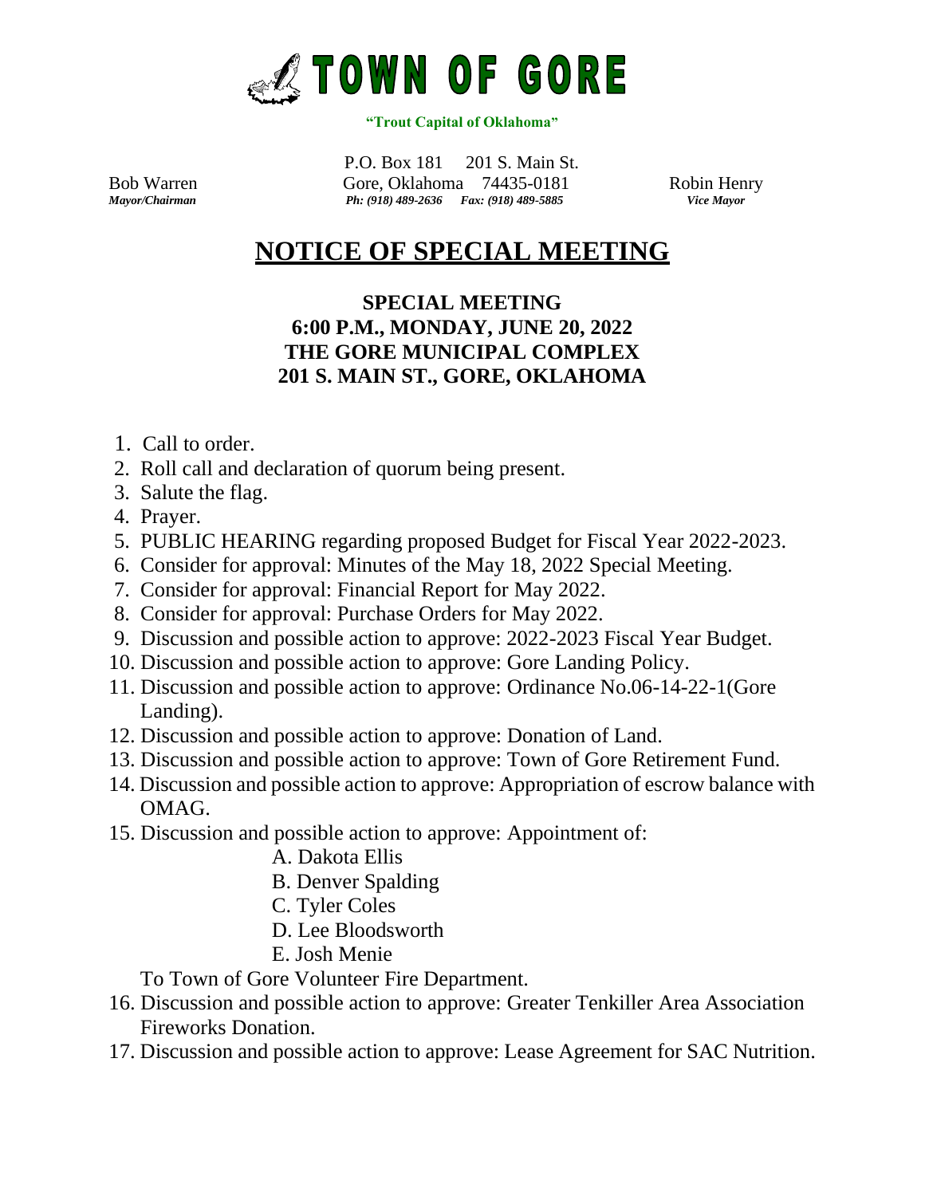# TOWN OF GORE

**"Trout Capital of Oklahoma"**

P.O. Box 181 201 S. Main St.
Gore, Oklahoma 74435-0181
*Ph: (918) 489-2636 Fax: (918) 489-5885*

Bob Warren
*Mayor/Chairman*

Robin Henry
*Vice Mayor*

## NOTICE OF SPECIAL MEETING

**SPECIAL MEETING**
**6:00 P.M., MONDAY, JUNE 20, 2022**
**THE GORE MUNICIPAL COMPLEX**
**201 S. MAIN ST., GORE, OKLAHOMA**

1. Call to order.
2. Roll call and declaration of quorum being present.
3. Salute the flag.
4. Prayer.
5. PUBLIC HEARING regarding proposed Budget for Fiscal Year 2022-2023.
6. Consider for approval: Minutes of the May 18, 2022 Special Meeting.
7. Consider for approval: Financial Report for May 2022.
8. Consider for approval: Purchase Orders for May 2022.
9. Discussion and possible action to approve: 2022-2023 Fiscal Year Budget.
10. Discussion and possible action to approve: Gore Landing Policy.
11. Discussion and possible action to approve: Ordinance No.06-14-22-1(Gore Landing).
12. Discussion and possible action to approve: Donation of Land.
13. Discussion and possible action to approve: Town of Gore Retirement Fund.
14. Discussion and possible action to approve: Appropriation of escrow balance with OMAG.
15. Discussion and possible action to approve: Appointment of:
    - A. Dakota Ellis
    - B. Denver Spalding
    - C. Tyler Coles
    - D. Lee Bloodsworth
    - E. Josh Menie

    To Town of Gore Volunteer Fire Department.
16. Discussion and possible action to approve: Greater Tenkiller Area Association Fireworks Donation.
17. Discussion and possible action to approve: Lease Agreement for SAC Nutrition.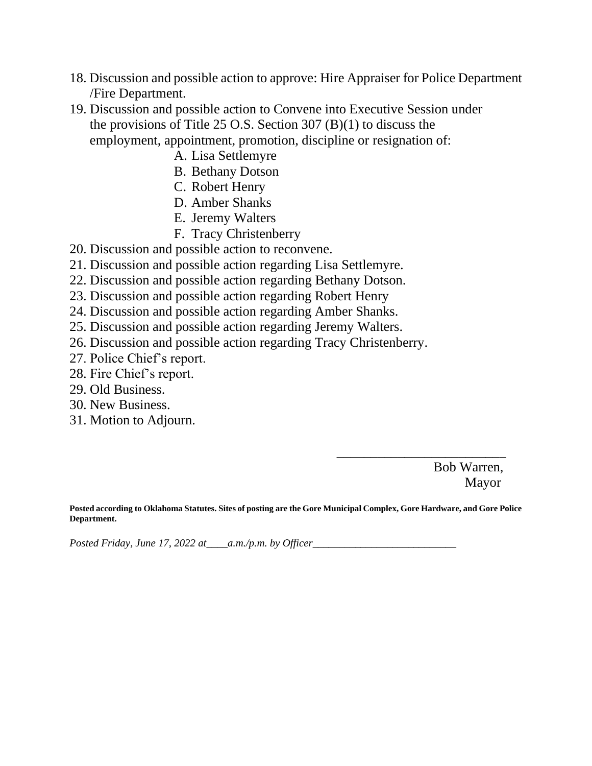18. Discussion and possible action to approve: Hire Appraiser for Police Department /Fire Department.
19. Discussion and possible action to Convene into Executive Session under the provisions of Title 25 O.S. Section 307 (B)(1) to discuss the employment, appointment, promotion, discipline or resignation of:
    - A. Lisa Settlemyre
    - B. Bethany Dotson
    - C. Robert Henry
    - D. Amber Shanks
    - E. Jeremy Walters
    - F. Tracy Christenberry
20. Discussion and possible action to reconvene.
21. Discussion and possible action regarding Lisa Settlemyre.
22. Discussion and possible action regarding Bethany Dotson.
23. Discussion and possible action regarding Robert Henry
24. Discussion and possible action regarding Amber Shanks.
25. Discussion and possible action regarding Jeremy Walters.
26. Discussion and possible action regarding Tracy Christenberry.
27. Police Chief's report.
28. Fire Chief's report.
29. Old Business.
30. New Business.
31. Motion to Adjourn.

__________________________

Bob Warren,
Mayor

**Posted according to Oklahoma Statutes. Sites of posting are the Gore Municipal Complex, Gore Hardware, and Gore Police Department.**

*Posted Friday, June 17, 2022 at____a.m./p.m. by Officer___________________________*